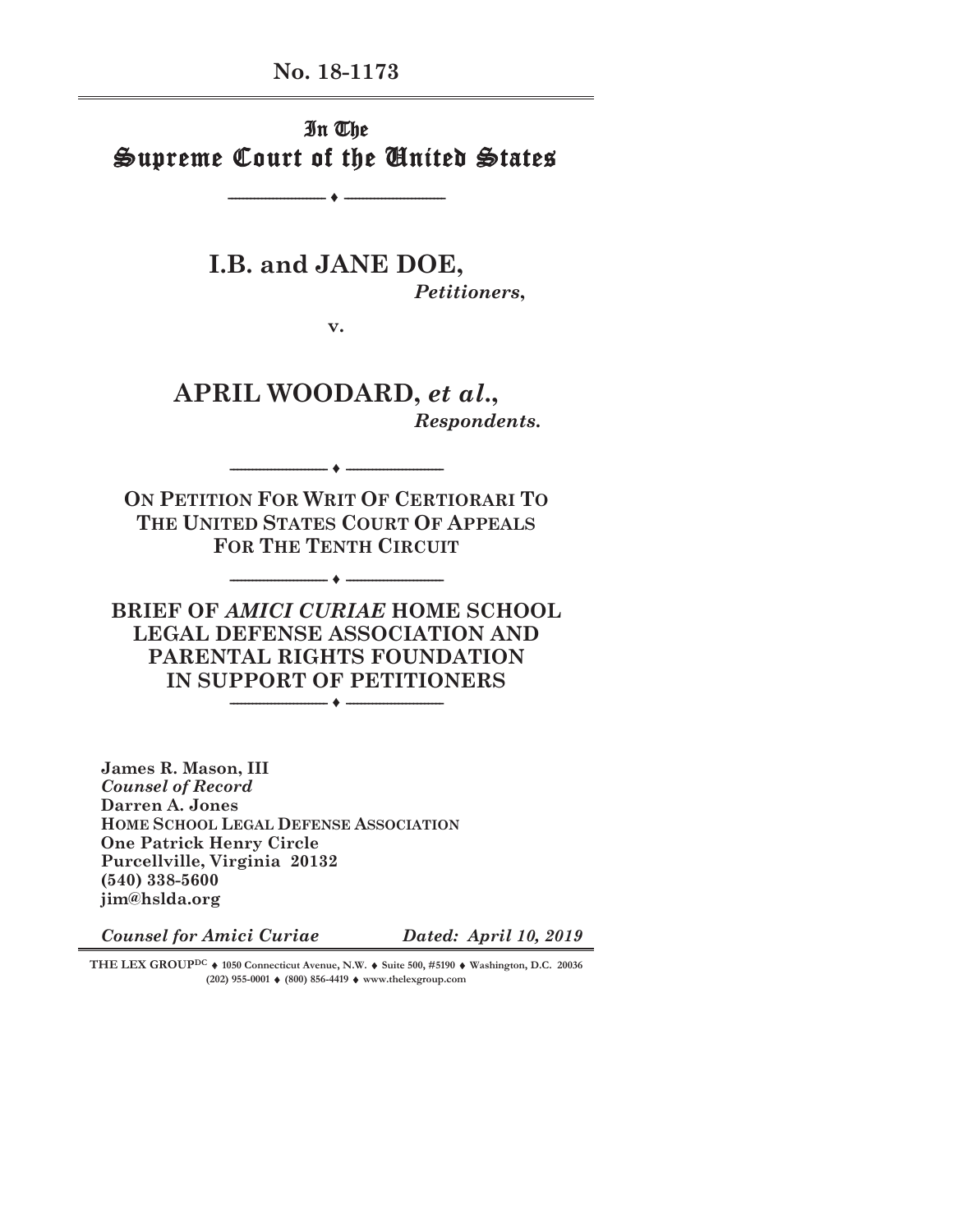**No. 18-1173**

---

# In The Supreme Court of the United States

---

**I.B. and JANE DOE,**

*Petitioners*,

v.

**APRIL WOODARD, *et al*.,**

*Respondents*.

---

**ON PETITION FOR WRIT OF CERTIORARI TO THE UNITED STATES COURT OF APPEALS FOR THE TENTH CIRCUIT**

---

## BRIEF OF *AMICI CURIAE* HOME SCHOOL LEGAL DEFENSE ASSOCIATION AND PARENTAL RIGHTS FOUNDATION IN SUPPORT OF PETITIONERS

---

**James R. Mason, III**
***Counsel of Record***
**Darren A. Jones**
**HOME SCHOOL LEGAL DEFENSE ASSOCIATION**
**One Patrick Henry Circle**
**Purcellville, Virginia 20132**
**(540) 338-5600**
**jim@hslda.org**

***Counsel for Amici Curiae*** ***Dated: April 10, 2019***

---

THE LEX GROUP[DC] ♦ 1050 Connecticut Avenue, N.W. ♦ Suite 500, #5190 ♦ Washington, D.C. 20036
(202) 955-0001 ♦ (800) 856-4419 ♦ www.thelexgroup.com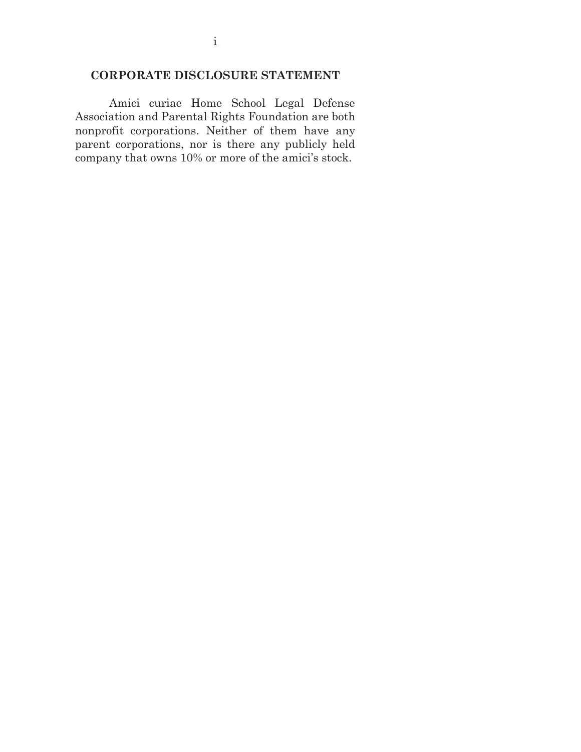## CORPORATE DISCLOSURE STATEMENT

Amici curiae Home School Legal Defense Association and Parental Rights Foundation are both nonprofit corporations. Neither of them have any parent corporations, nor is there any publicly held company that owns 10% or more of the amici's stock.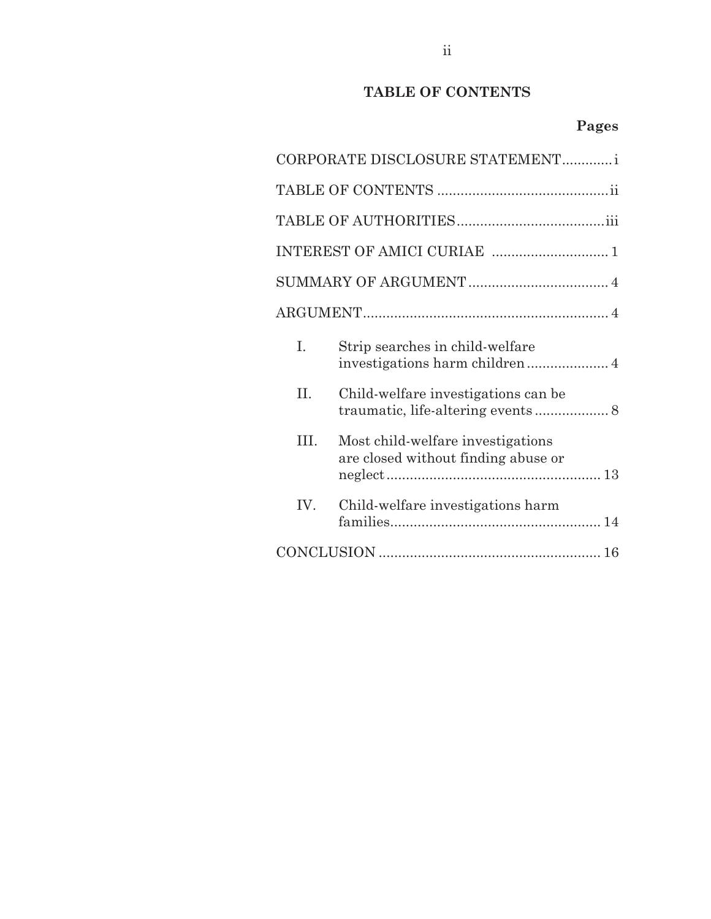## TABLE OF CONTENTS

| | Pages |
|---|---|
| CORPORATE DISCLOSURE STATEMENT | i |
| TABLE OF CONTENTS | ii |
| TABLE OF AUTHORITIES | iii |
| INTEREST OF AMICI CURIAE | 1 |
| SUMMARY OF ARGUMENT | 4 |
| ARGUMENT | 4 |
| I. Strip searches in child-welfare investigations harm children | 4 |
| II. Child-welfare investigations can be traumatic, life-altering events | 8 |
| III. Most child-welfare investigations are closed without finding abuse or neglect | 13 |
| IV. Child-welfare investigations harm families | 14 |
| CONCLUSION | 16 |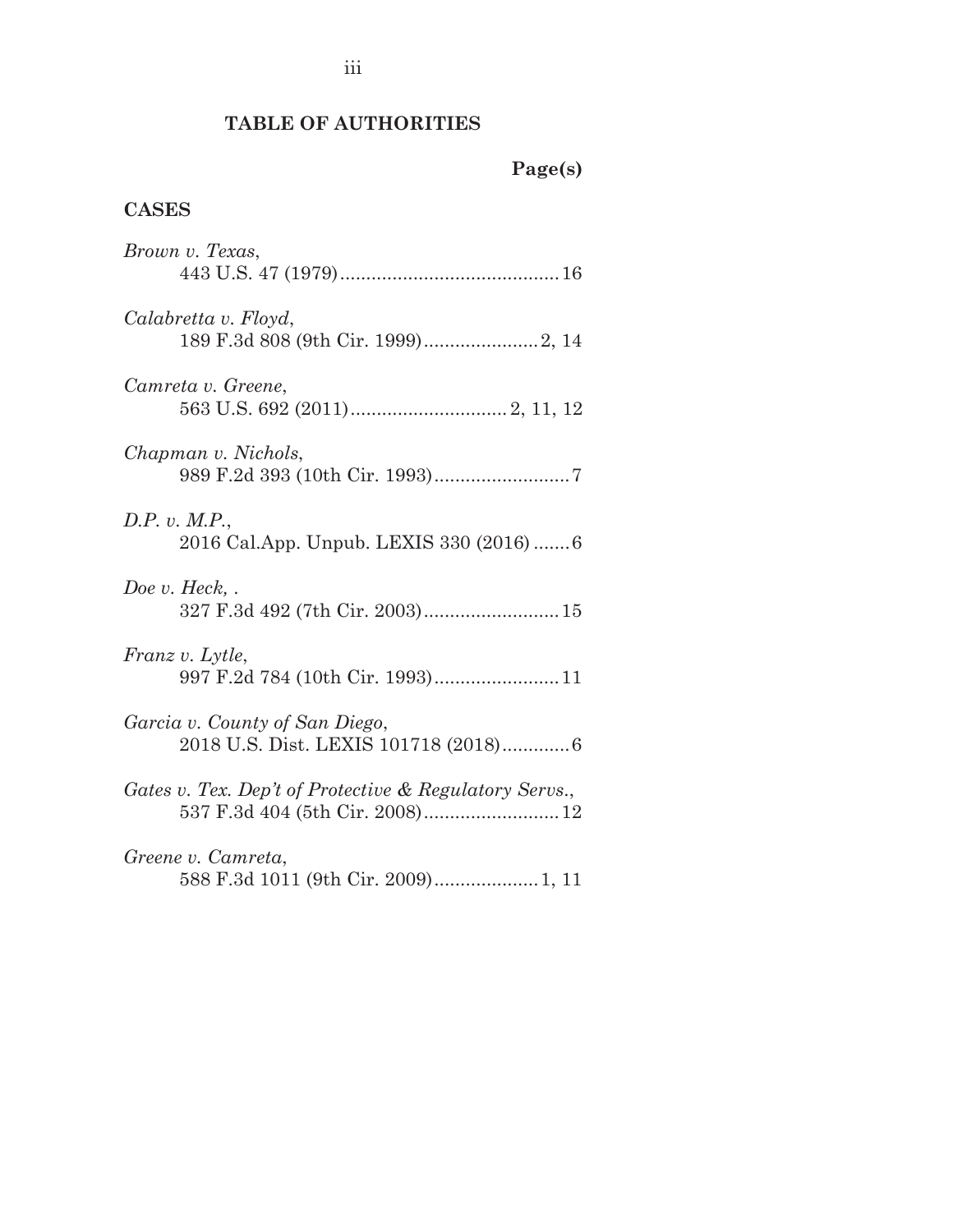## TABLE OF AUTHORITIES

**Page(s)**

### CASES

*Brown v. Texas*,
443 U.S. 47 (1979) .......................................... 16

*Calabretta v. Floyd*,
189 F.3d 808 (9th Cir. 1999) ...................... 2, 14

*Camreta v. Greene*,
563 U.S. 692 (2011) .............................. 2, 11, 12

*Chapman v. Nichols*,
989 F.2d 393 (10th Cir. 1993) .......................... 7

*D.P. v. M.P.*,
2016 Cal.App. Unpub. LEXIS 330 (2016) ....... 6

*Doe v. Heck*, .
327 F.3d 492 (7th Cir. 2003) .......................... 15

*Franz v. Lytle*,
997 F.2d 784 (10th Cir. 1993) ........................ 11

*Garcia v. County of San Diego*,
2018 U.S. Dist. LEXIS 101718 (2018) ............. 6

*Gates v. Tex. Dep't of Protective & Regulatory Servs.*,
537 F.3d 404 (5th Cir. 2008) .......................... 12

*Greene v. Camreta*,
588 F.3d 1011 (9th Cir. 2009) .................... 1, 11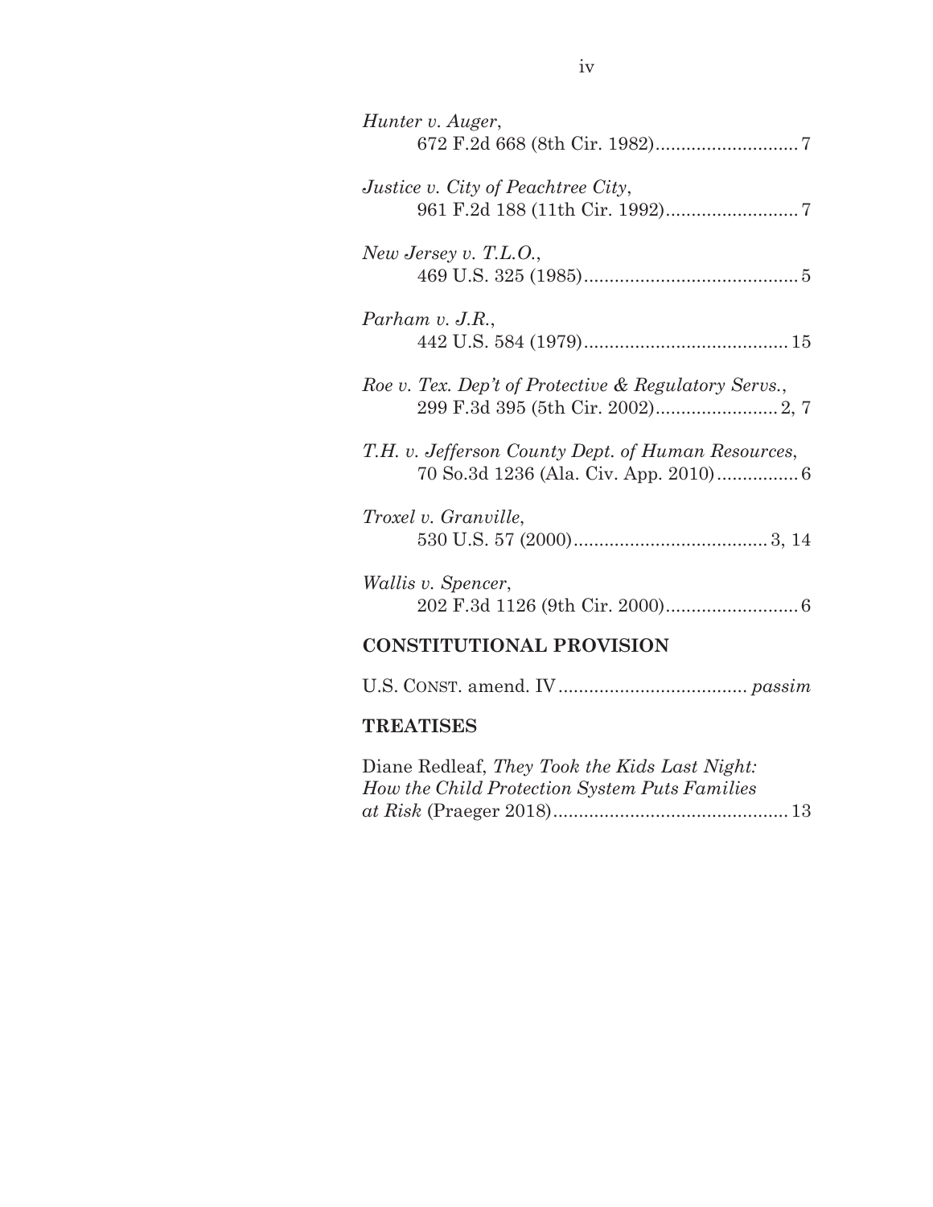*Hunter v. Auger*,
672 F.2d 668 (8th Cir. 1982)............................7

*Justice v. City of Peachtree City*,
961 F.2d 188 (11th Cir. 1992)..........................7

*New Jersey v. T.L.O.*,
469 U.S. 325 (1985)..........................................5

*Parham v. J.R.*,
442 U.S. 584 (1979).......................................15

*Roe v. Tex. Dep't of Protective & Regulatory Servs.*,
299 F.3d 395 (5th Cir. 2002)........................2, 7

*T.H. v. Jefferson County Dept. of Human Resources*,
70 So.3d 1236 (Ala. Civ. App. 2010)................6

*Troxel v. Granville*,
530 U.S. 57 (2000)......................................3, 14

*Wallis v. Spencer*,
202 F.3d 1126 (9th Cir. 2000)..........................6

## CONSTITUTIONAL PROVISION

U.S. CONST. amend. IV.................................... *passim*

## TREATISES

Diane Redleaf, *They Took the Kids Last Night: How the Child Protection System Puts Families at Risk* (Praeger 2018)..............................................13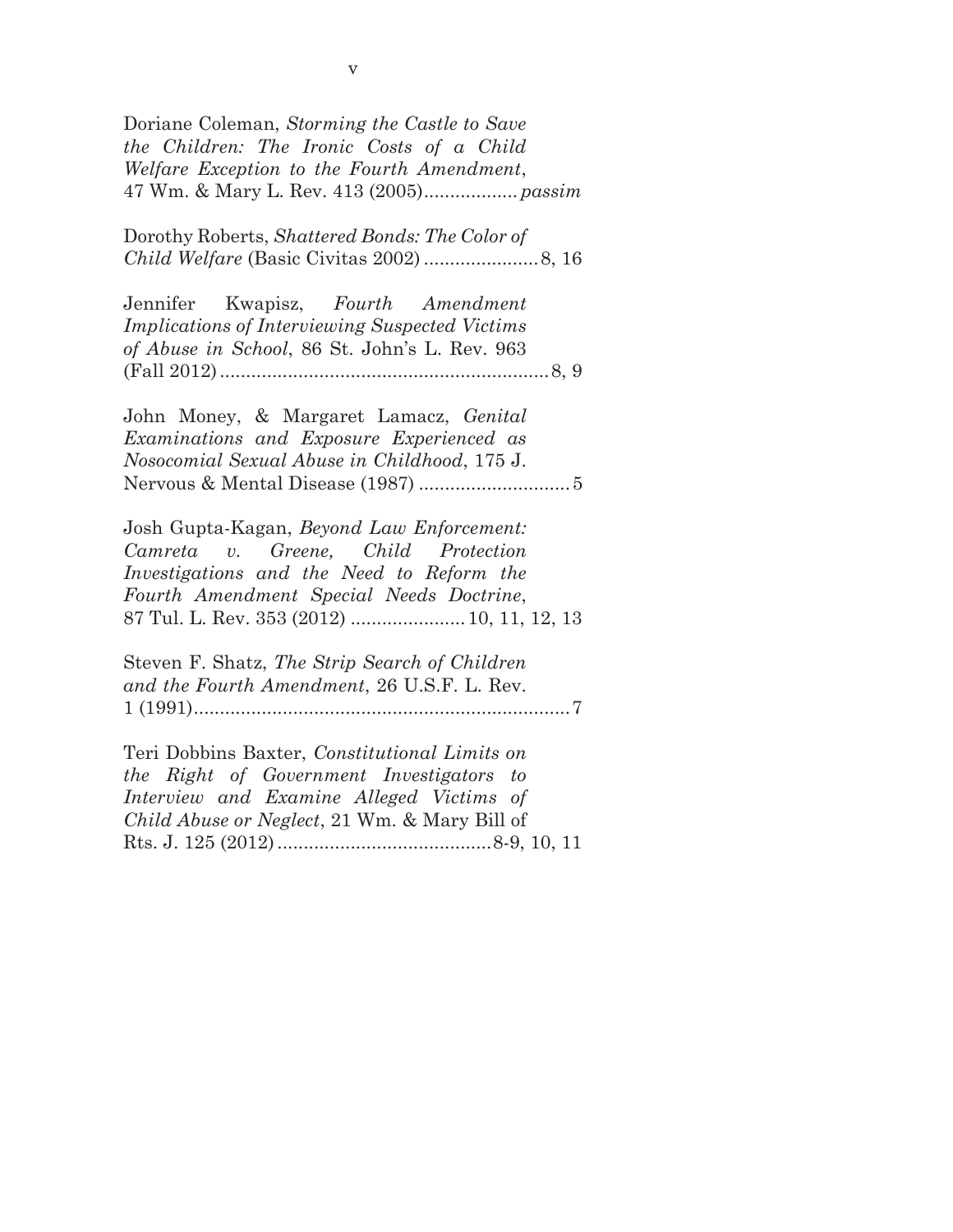Doriane Coleman, *Storming the Castle to Save the Children: The Ironic Costs of a Child Welfare Exception to the Fourth Amendment*, 47 Wm. & Mary L. Rev. 413 (2005)................. *passim*

Dorothy Roberts, *Shattered Bonds: The Color of Child Welfare* (Basic Civitas 2002) ..................... 8, 16

Jennifer Kwapisz, *Fourth Amendment Implications of Interviewing Suspected Victims of Abuse in School*, 86 St. John's L. Rev. 963 (Fall 2012)............................................................... 8, 9

John Money, & Margaret Lamacz, *Genital Examinations and Exposure Experienced as Nosocomial Sexual Abuse in Childhood*, 175 J. Nervous & Mental Disease (1987) ............................ 5

Josh Gupta-Kagan, *Beyond Law Enforcement: Camreta v. Greene, Child Protection Investigations and the Need to Reform the Fourth Amendment Special Needs Doctrine*, 87 Tul. L. Rev. 353 (2012) ..................... 10, 11, 12, 13

Steven F. Shatz, *The Strip Search of Children and the Fourth Amendment*, 26 U.S.F. L. Rev. 1 (1991)........................................................................ 7

Teri Dobbins Baxter, *Constitutional Limits on the Right of Government Investigators to Interview and Examine Alleged Victims of Child Abuse or Neglect*, 21 Wm. & Mary Bill of Rts. J. 125 (2012)........................................ 8-9, 10, 11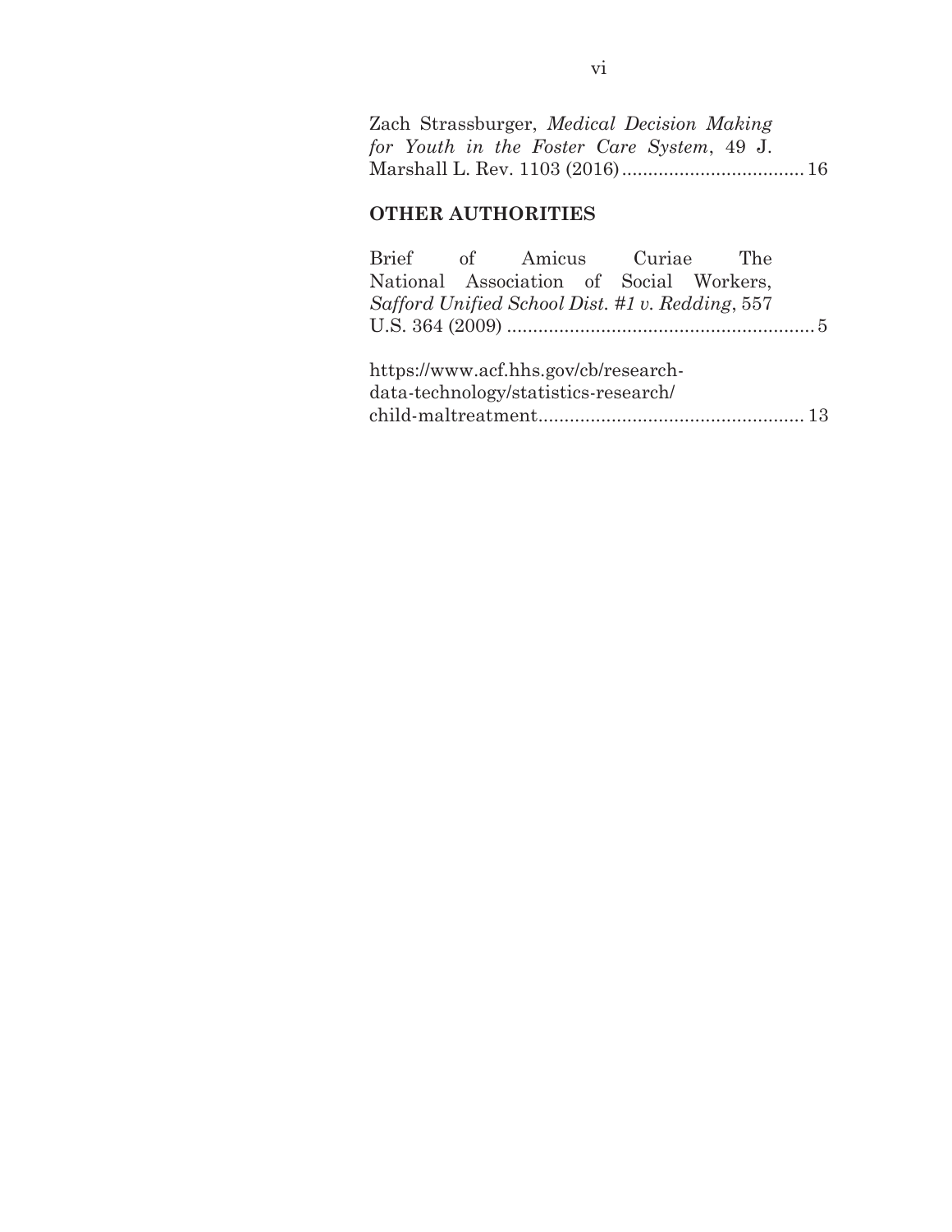Zach Strassburger, *Medical Decision Making for Youth in the Foster Care System*, 49 J. Marshall L. Rev. 1103 (2016)...................................16

## OTHER AUTHORITIES

Brief of Amicus Curiae The National Association of Social Workers, *Safford Unified School Dist. #1 v. Redding*, 557 U.S. 364 (2009) ..........................................................5

https://www.acf.hhs.gov/cb/research-data-technology/statistics-research/child-maltreatment..................................................13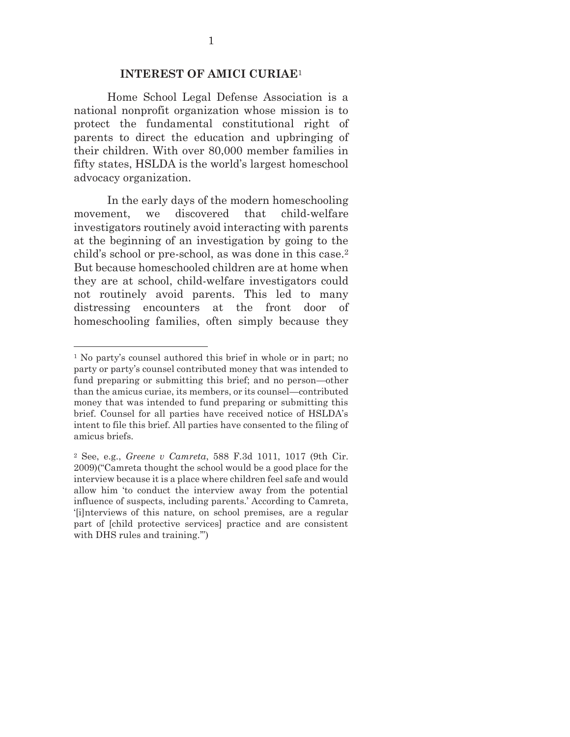## INTEREST OF AMICI CURIAE[1]

Home School Legal Defense Association is a national nonprofit organization whose mission is to protect the fundamental constitutional right of parents to direct the education and upbringing of their children. With over 80,000 member families in fifty states, HSLDA is the world's largest homeschool advocacy organization.

In the early days of the modern homeschooling movement, we discovered that child-welfare investigators routinely avoid interacting with parents at the beginning of an investigation by going to the child's school or pre-school, as was done in this case.[2] But because homeschooled children are at home when they are at school, child-welfare investigators could not routinely avoid parents. This led to many distressing encounters at the front door of homeschooling families, often simply because they

---

[1] No party's counsel authored this brief in whole or in part; no party or party's counsel contributed money that was intended to fund preparing or submitting this brief; and no person—other than the amicus curiae, its members, or its counsel—contributed money that was intended to fund preparing or submitting this brief. Counsel for all parties have received notice of HSLDA's intent to file this brief. All parties have consented to the filing of amicus briefs.

[2] See, e.g., *Greene v Camreta*, 588 F.3d 1011, 1017 (9th Cir. 2009)("Camreta thought the school would be a good place for the interview because it is a place where children feel safe and would allow him 'to conduct the interview away from the potential influence of suspects, including parents.' According to Camreta, '[i]nterviews of this nature, on school premises, are a regular part of [child protective services] practice and are consistent with DHS rules and training.'")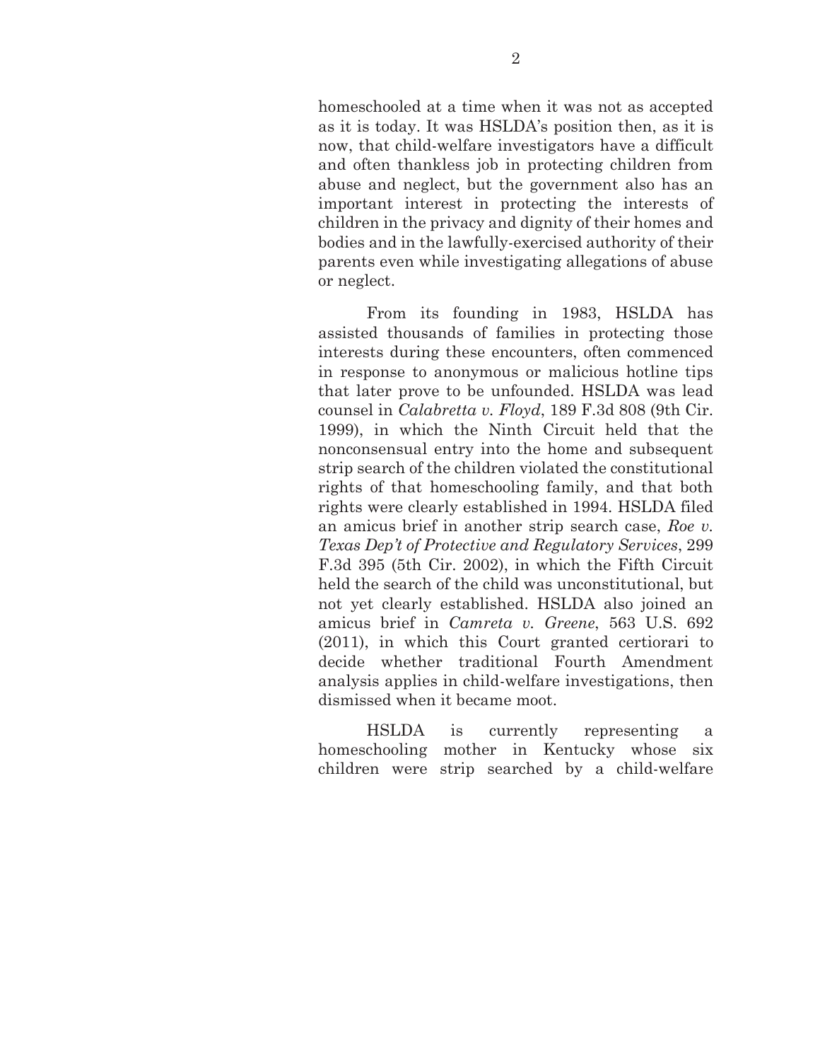homeschooled at a time when it was not as accepted as it is today. It was HSLDA's position then, as it is now, that child-welfare investigators have a difficult and often thankless job in protecting children from abuse and neglect, but the government also has an important interest in protecting the interests of children in the privacy and dignity of their homes and bodies and in the lawfully-exercised authority of their parents even while investigating allegations of abuse or neglect.

From its founding in 1983, HSLDA has assisted thousands of families in protecting those interests during these encounters, often commenced in response to anonymous or malicious hotline tips that later prove to be unfounded. HSLDA was lead counsel in *Calabretta v. Floyd*, 189 F.3d 808 (9th Cir. 1999), in which the Ninth Circuit held that the nonconsensual entry into the home and subsequent strip search of the children violated the constitutional rights of that homeschooling family, and that both rights were clearly established in 1994. HSLDA filed an amicus brief in another strip search case, *Roe v. Texas Dep't of Protective and Regulatory Services*, 299 F.3d 395 (5th Cir. 2002), in which the Fifth Circuit held the search of the child was unconstitutional, but not yet clearly established. HSLDA also joined an amicus brief in *Camreta v. Greene*, 563 U.S. 692 (2011), in which this Court granted certiorari to decide whether traditional Fourth Amendment analysis applies in child-welfare investigations, then dismissed when it became moot.

HSLDA is currently representing a homeschooling mother in Kentucky whose six children were strip searched by a child-welfare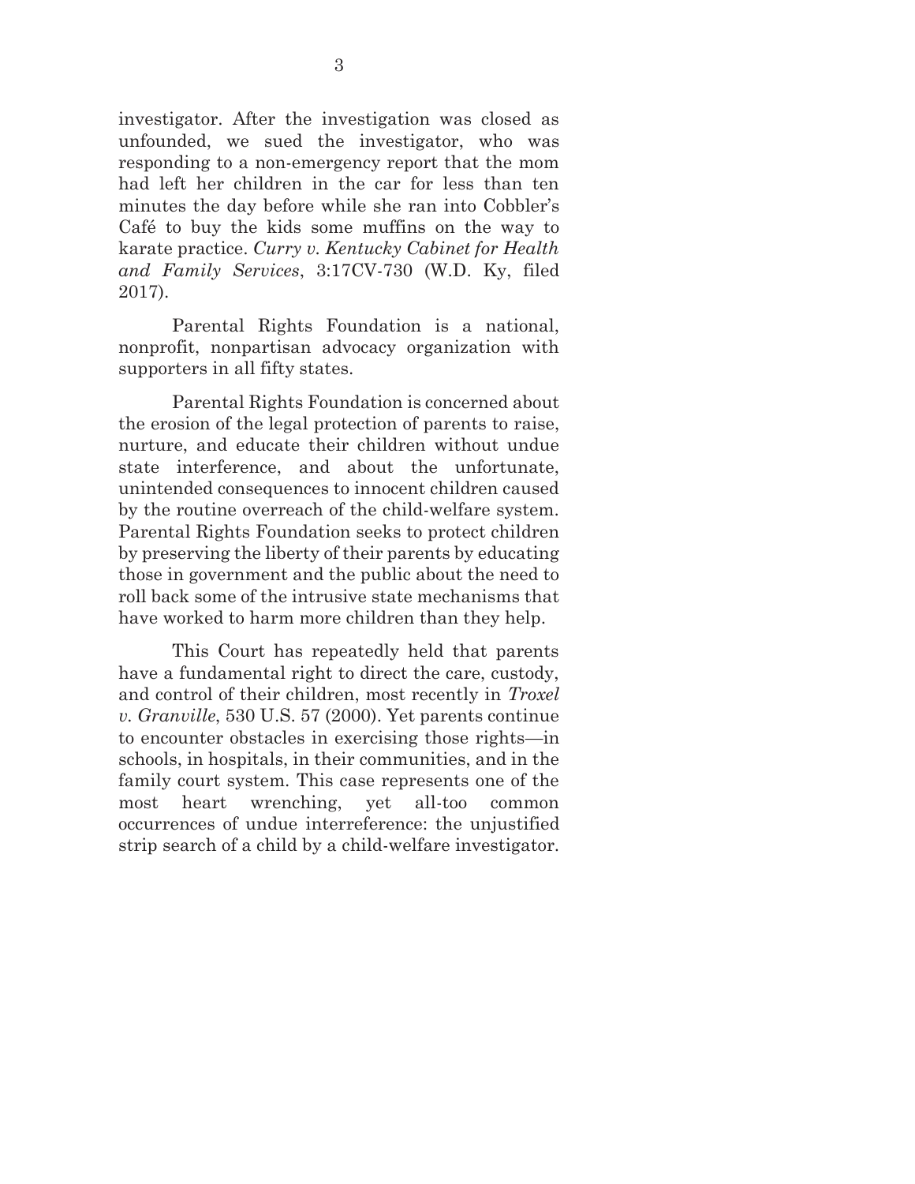investigator. After the investigation was closed as unfounded, we sued the investigator, who was responding to a non-emergency report that the mom had left her children in the car for less than ten minutes the day before while she ran into Cobbler's Café to buy the kids some muffins on the way to karate practice. *Curry v. Kentucky Cabinet for Health and Family Services*, 3:17CV-730 (W.D. Ky, filed 2017).

Parental Rights Foundation is a national, nonprofit, nonpartisan advocacy organization with supporters in all fifty states.

Parental Rights Foundation is concerned about the erosion of the legal protection of parents to raise, nurture, and educate their children without undue state interference, and about the unfortunate, unintended consequences to innocent children caused by the routine overreach of the child-welfare system. Parental Rights Foundation seeks to protect children by preserving the liberty of their parents by educating those in government and the public about the need to roll back some of the intrusive state mechanisms that have worked to harm more children than they help.

This Court has repeatedly held that parents have a fundamental right to direct the care, custody, and control of their children, most recently in *Troxel v. Granville*, 530 U.S. 57 (2000). Yet parents continue to encounter obstacles in exercising those rights—in schools, in hospitals, in their communities, and in the family court system. This case represents one of the most heart wrenching, yet all-too common occurrences of undue interreference: the unjustified strip search of a child by a child-welfare investigator.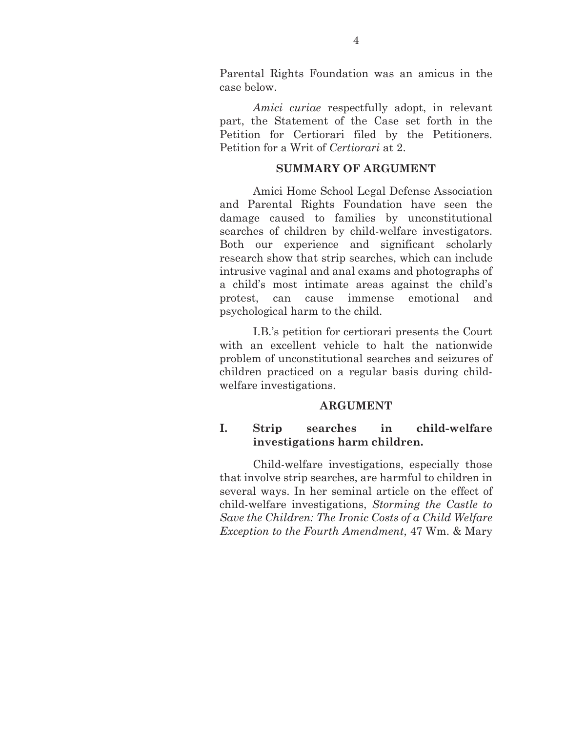Parental Rights Foundation was an amicus in the case below.

*Amici curiae* respectfully adopt, in relevant part, the Statement of the Case set forth in the Petition for Certiorari filed by the Petitioners. Petition for a Writ of *Certiorari* at 2.

## SUMMARY OF ARGUMENT

Amici Home School Legal Defense Association and Parental Rights Foundation have seen the damage caused to families by unconstitutional searches of children by child-welfare investigators. Both our experience and significant scholarly research show that strip searches, which can include intrusive vaginal and anal exams and photographs of a child's most intimate areas against the child's protest, can cause immense emotional and psychological harm to the child.

I.B.'s petition for certiorari presents the Court with an excellent vehicle to halt the nationwide problem of unconstitutional searches and seizures of children practiced on a regular basis during child-welfare investigations.

## ARGUMENT

### I. Strip searches in child-welfare investigations harm children.

Child-welfare investigations, especially those that involve strip searches, are harmful to children in several ways. In her seminal article on the effect of child-welfare investigations, *Storming the Castle to Save the Children: The Ironic Costs of a Child Welfare Exception to the Fourth Amendment*, 47 Wm. & Mary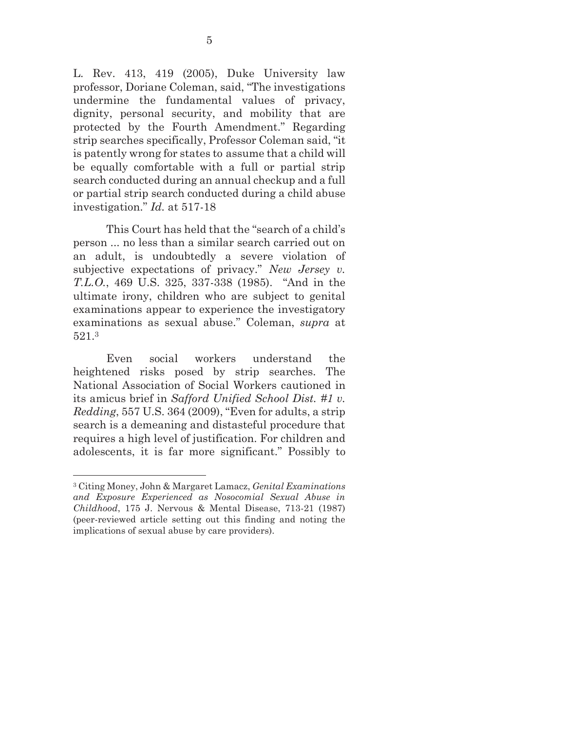L. Rev. 413, 419 (2005), Duke University law professor, Doriane Coleman, said, "The investigations undermine the fundamental values of privacy, dignity, personal security, and mobility that are protected by the Fourth Amendment." Regarding strip searches specifically, Professor Coleman said, "it is patently wrong for states to assume that a child will be equally comfortable with a full or partial strip search conducted during an annual checkup and a full or partial strip search conducted during a child abuse investigation." *Id.* at 517-18

This Court has held that the "search of a child's person ... no less than a similar search carried out on an adult, is undoubtedly a severe violation of subjective expectations of privacy." *New Jersey v. T.L.O.*, 469 U.S. 325, 337-338 (1985). "And in the ultimate irony, children who are subject to genital examinations appear to experience the investigatory examinations as sexual abuse." Coleman, *supra* at 521.[3]

Even social workers understand the heightened risks posed by strip searches. The National Association of Social Workers cautioned in its amicus brief in *Safford Unified School Dist. #1 v. Redding*, 557 U.S. 364 (2009), "Even for adults, a strip search is a demeaning and distasteful procedure that requires a high level of justification. For children and adolescents, it is far more significant." Possibly to

---

[3] Citing Money, John & Margaret Lamacz, *Genital Examinations and Exposure Experienced as Nosocomial Sexual Abuse in Childhood*, 175 J. Nervous & Mental Disease, 713-21 (1987) (peer-reviewed article setting out this finding and noting the implications of sexual abuse by care providers).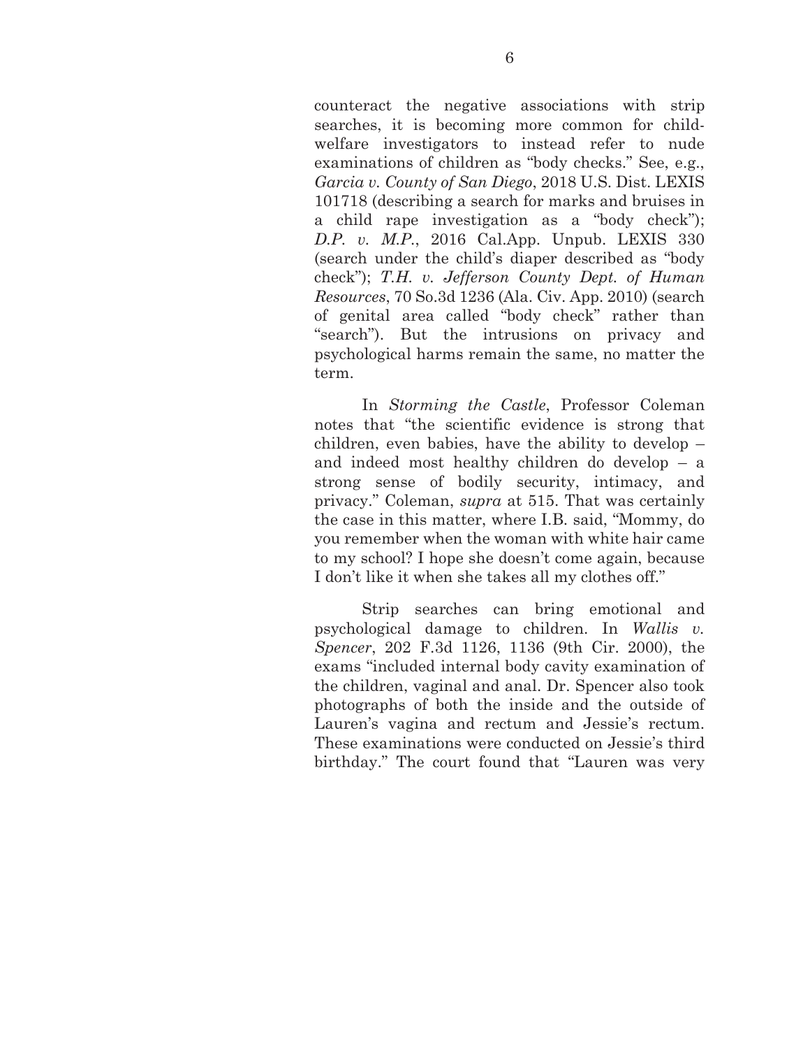counteract the negative associations with strip searches, it is becoming more common for child-welfare investigators to instead refer to nude examinations of children as "body checks." See, e.g., *Garcia v. County of San Diego*, 2018 U.S. Dist. LEXIS 101718 (describing a search for marks and bruises in a child rape investigation as a "body check"); *D.P. v. M.P.*, 2016 Cal.App. Unpub. LEXIS 330 (search under the child's diaper described as "body check"); *T.H. v. Jefferson County Dept. of Human Resources*, 70 So.3d 1236 (Ala. Civ. App. 2010) (search of genital area called "body check" rather than "search"). But the intrusions on privacy and psychological harms remain the same, no matter the term.

In *Storming the Castle*, Professor Coleman notes that "the scientific evidence is strong that children, even babies, have the ability to develop – and indeed most healthy children do develop – a strong sense of bodily security, intimacy, and privacy." Coleman, *supra* at 515. That was certainly the case in this matter, where I.B. said, "Mommy, do you remember when the woman with white hair came to my school? I hope she doesn't come again, because I don't like it when she takes all my clothes off."

Strip searches can bring emotional and psychological damage to children. In *Wallis v. Spencer*, 202 F.3d 1126, 1136 (9th Cir. 2000), the exams "included internal body cavity examination of the children, vaginal and anal. Dr. Spencer also took photographs of both the inside and the outside of Lauren's vagina and rectum and Jessie's rectum. These examinations were conducted on Jessie's third birthday." The court found that "Lauren was very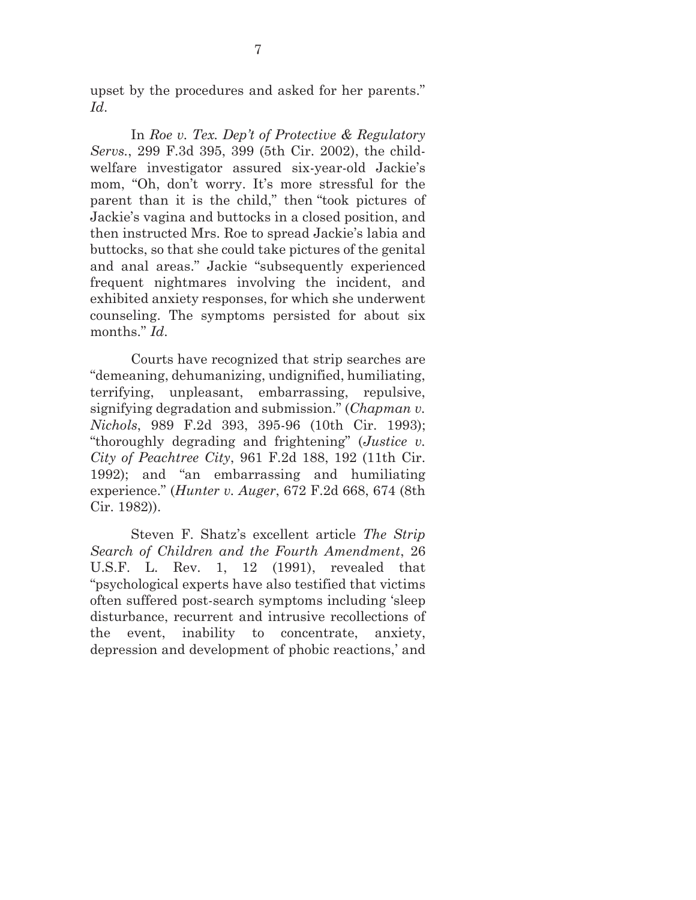upset by the procedures and asked for her parents." *Id*.

In *Roe v. Tex. Dep't of Protective & Regulatory Servs.*, 299 F.3d 395, 399 (5th Cir. 2002), the child-welfare investigator assured six-year-old Jackie's mom, "Oh, don't worry. It's more stressful for the parent than it is the child," then "took pictures of Jackie's vagina and buttocks in a closed position, and then instructed Mrs. Roe to spread Jackie's labia and buttocks, so that she could take pictures of the genital and anal areas." Jackie "subsequently experienced frequent nightmares involving the incident, and exhibited anxiety responses, for which she underwent counseling. The symptoms persisted for about six months." *Id*.

Courts have recognized that strip searches are "demeaning, dehumanizing, undignified, humiliating, terrifying, unpleasant, embarrassing, repulsive, signifying degradation and submission." (*Chapman v. Nichols*, 989 F.2d 393, 395-96 (10th Cir. 1993); "thoroughly degrading and frightening" (*Justice v. City of Peachtree City*, 961 F.2d 188, 192 (11th Cir. 1992); and "an embarrassing and humiliating experience." (*Hunter v. Auger*, 672 F.2d 668, 674 (8th Cir. 1982)).

Steven F. Shatz's excellent article *The Strip Search of Children and the Fourth Amendment*, 26 U.S.F. L. Rev. 1, 12 (1991), revealed that "psychological experts have also testified that victims often suffered post-search symptoms including 'sleep disturbance, recurrent and intrusive recollections of the event, inability to concentrate, anxiety, depression and development of phobic reactions,' and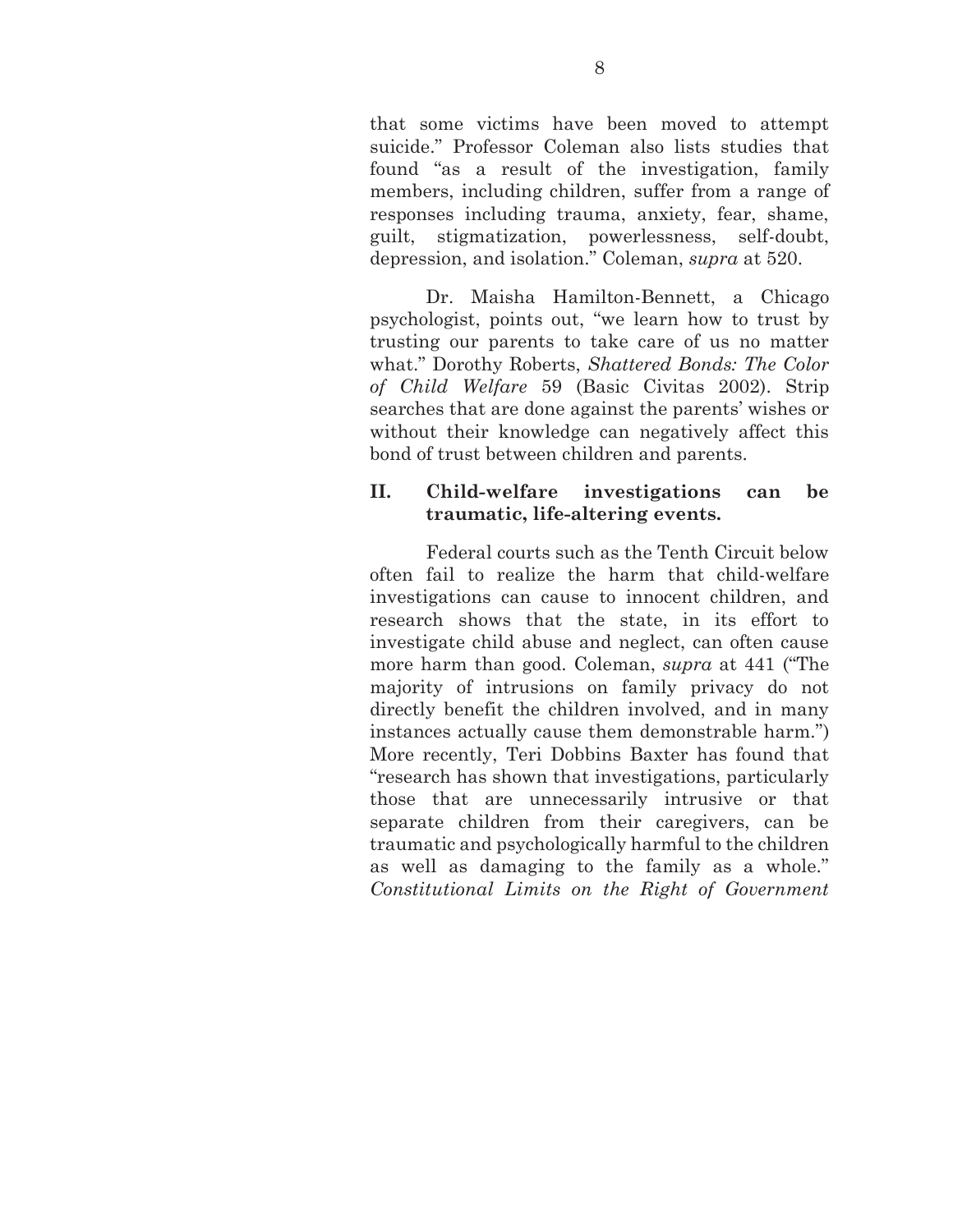that some victims have been moved to attempt suicide." Professor Coleman also lists studies that found "as a result of the investigation, family members, including children, suffer from a range of responses including trauma, anxiety, fear, shame, guilt, stigmatization, powerlessness, self-doubt, depression, and isolation." Coleman, *supra* at 520.

Dr. Maisha Hamilton-Bennett, a Chicago psychologist, points out, "we learn how to trust by trusting our parents to take care of us no matter what." Dorothy Roberts, *Shattered Bonds: The Color of Child Welfare* 59 (Basic Civitas 2002). Strip searches that are done against the parents' wishes or without their knowledge can negatively affect this bond of trust between children and parents.

## II. Child-welfare investigations can be traumatic, life-altering events.

Federal courts such as the Tenth Circuit below often fail to realize the harm that child-welfare investigations can cause to innocent children, and research shows that the state, in its effort to investigate child abuse and neglect, can often cause more harm than good. Coleman, *supra* at 441 ("The majority of intrusions on family privacy do not directly benefit the children involved, and in many instances actually cause them demonstrable harm.") More recently, Teri Dobbins Baxter has found that "research has shown that investigations, particularly those that are unnecessarily intrusive or that separate children from their caregivers, can be traumatic and psychologically harmful to the children as well as damaging to the family as a whole." *Constitutional Limits on the Right of Government*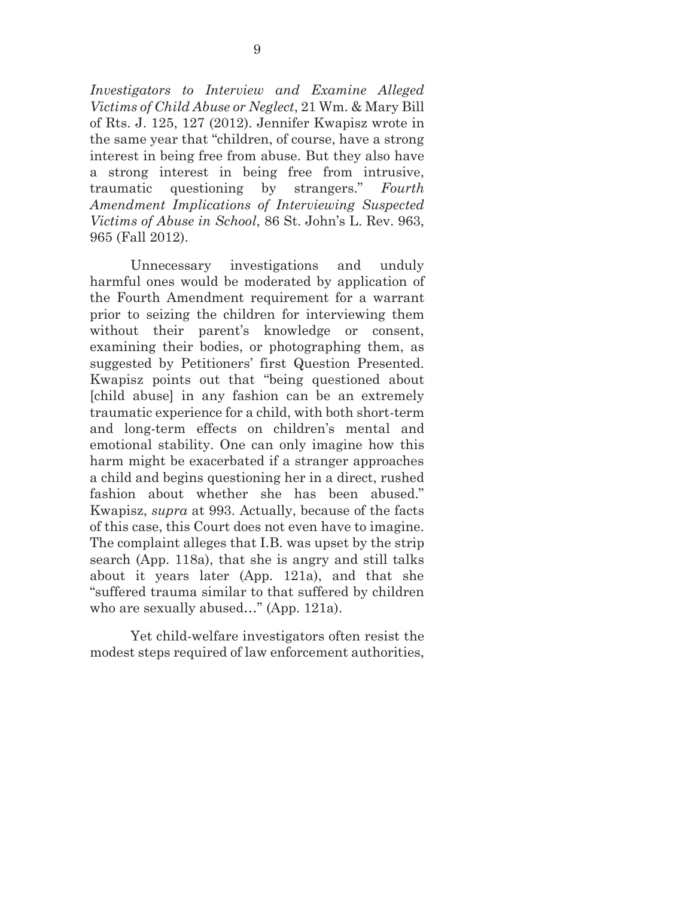*Investigators to Interview and Examine Alleged Victims of Child Abuse or Neglect*, 21 Wm. & Mary Bill of Rts. J. 125, 127 (2012). Jennifer Kwapisz wrote in the same year that "children, of course, have a strong interest in being free from abuse. But they also have a strong interest in being free from intrusive, traumatic questioning by strangers." *Fourth Amendment Implications of Interviewing Suspected Victims of Abuse in School*, 86 St. John's L. Rev. 963, 965 (Fall 2012).

Unnecessary investigations and unduly harmful ones would be moderated by application of the Fourth Amendment requirement for a warrant prior to seizing the children for interviewing them without their parent's knowledge or consent, examining their bodies, or photographing them, as suggested by Petitioners' first Question Presented. Kwapisz points out that "being questioned about [child abuse] in any fashion can be an extremely traumatic experience for a child, with both short-term and long-term effects on children's mental and emotional stability. One can only imagine how this harm might be exacerbated if a stranger approaches a child and begins questioning her in a direct, rushed fashion about whether she has been abused." Kwapisz, *supra* at 993. Actually, because of the facts of this case, this Court does not even have to imagine. The complaint alleges that I.B. was upset by the strip search (App. 118a), that she is angry and still talks about it years later (App. 121a), and that she "suffered trauma similar to that suffered by children who are sexually abused…" (App. 121a).

Yet child-welfare investigators often resist the modest steps required of law enforcement authorities,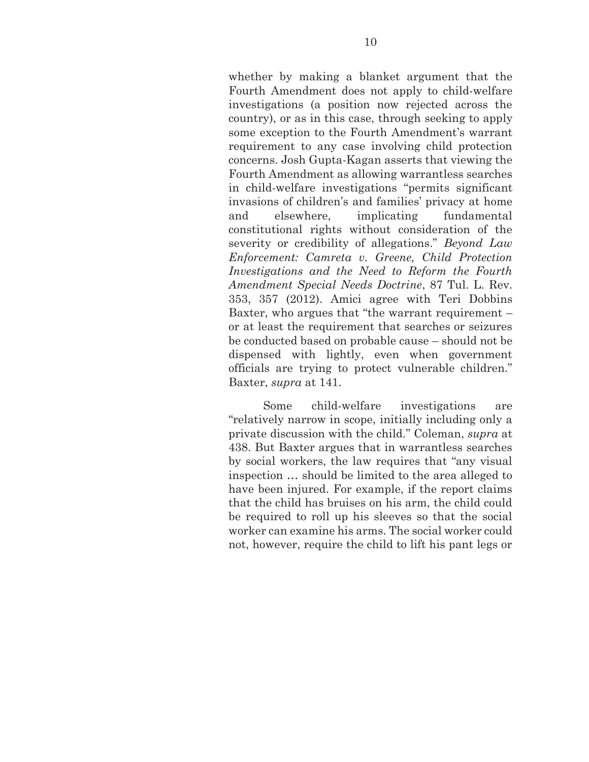whether by making a blanket argument that the Fourth Amendment does not apply to child-welfare investigations (a position now rejected across the country), or as in this case, through seeking to apply some exception to the Fourth Amendment's warrant requirement to any case involving child protection concerns. Josh Gupta-Kagan asserts that viewing the Fourth Amendment as allowing warrantless searches in child-welfare investigations "permits significant invasions of children's and families' privacy at home and elsewhere, implicating fundamental constitutional rights without consideration of the severity or credibility of allegations." *Beyond Law Enforcement: Camreta v. Greene, Child Protection Investigations and the Need to Reform the Fourth Amendment Special Needs Doctrine*, 87 Tul. L. Rev. 353, 357 (2012). Amici agree with Teri Dobbins Baxter, who argues that "the warrant requirement – or at least the requirement that searches or seizures be conducted based on probable cause – should not be dispensed with lightly, even when government officials are trying to protect vulnerable children." Baxter, *supra* at 141.

Some child-welfare investigations are "relatively narrow in scope, initially including only a private discussion with the child." Coleman, *supra* at 438. But Baxter argues that in warrantless searches by social workers, the law requires that "any visual inspection … should be limited to the area alleged to have been injured. For example, if the report claims that the child has bruises on his arm, the child could be required to roll up his sleeves so that the social worker can examine his arms. The social worker could not, however, require the child to lift his pant legs or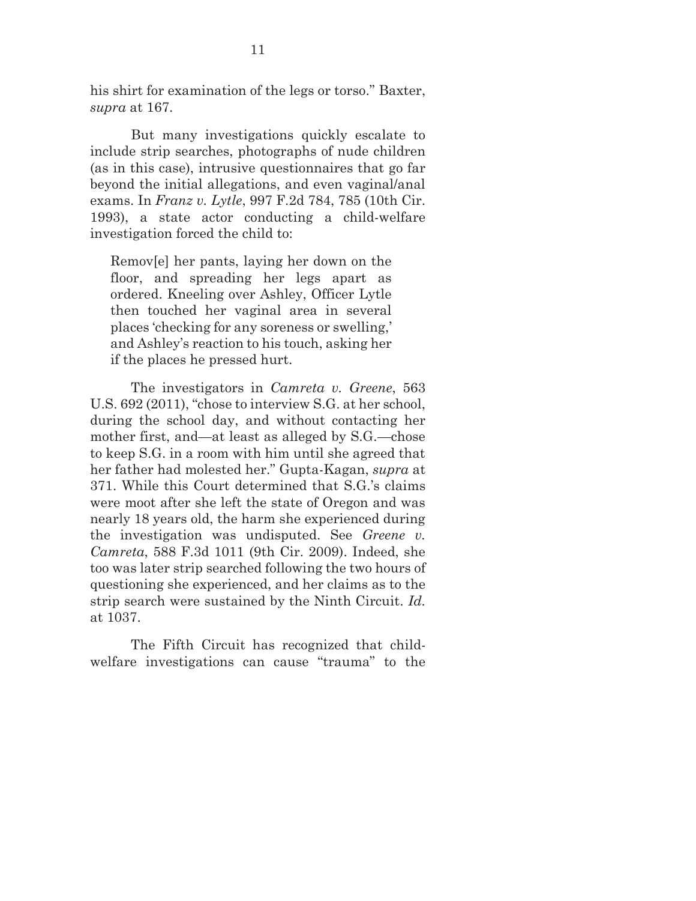his shirt for examination of the legs or torso." Baxter, *supra* at 167.

But many investigations quickly escalate to include strip searches, photographs of nude children (as in this case), intrusive questionnaires that go far beyond the initial allegations, and even vaginal/anal exams. In *Franz v. Lytle*, 997 F.2d 784, 785 (10th Cir. 1993), a state actor conducting a child-welfare investigation forced the child to:

> Remov[e] her pants, laying her down on the floor, and spreading her legs apart as ordered. Kneeling over Ashley, Officer Lytle then touched her vaginal area in several places 'checking for any soreness or swelling,' and Ashley's reaction to his touch, asking her if the places he pressed hurt.

The investigators in *Camreta v. Greene*, 563 U.S. 692 (2011), "chose to interview S.G. at her school, during the school day, and without contacting her mother first, and—at least as alleged by S.G.—chose to keep S.G. in a room with him until she agreed that her father had molested her." Gupta-Kagan, *supra* at 371. While this Court determined that S.G.'s claims were moot after she left the state of Oregon and was nearly 18 years old, the harm she experienced during the investigation was undisputed. See *Greene v. Camreta*, 588 F.3d 1011 (9th Cir. 2009). Indeed, she too was later strip searched following the two hours of questioning she experienced, and her claims as to the strip search were sustained by the Ninth Circuit. *Id.* at 1037.

The Fifth Circuit has recognized that child-welfare investigations can cause "trauma" to the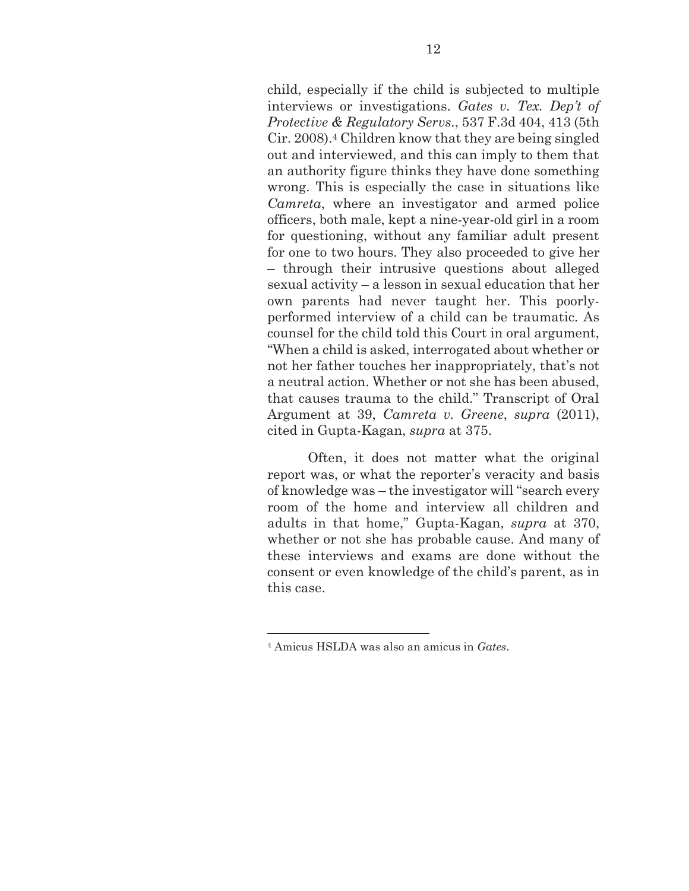child, especially if the child is subjected to multiple interviews or investigations. *Gates v. Tex. Dep't of Protective & Regulatory Servs.*, 537 F.3d 404, 413 (5th Cir. 2008).[4] Children know that they are being singled out and interviewed, and this can imply to them that an authority figure thinks they have done something wrong. This is especially the case in situations like *Camreta*, where an investigator and armed police officers, both male, kept a nine-year-old girl in a room for questioning, without any familiar adult present for one to two hours. They also proceeded to give her – through their intrusive questions about alleged sexual activity – a lesson in sexual education that her own parents had never taught her. This poorly-performed interview of a child can be traumatic. As counsel for the child told this Court in oral argument, "When a child is asked, interrogated about whether or not her father touches her inappropriately, that's not a neutral action. Whether or not she has been abused, that causes trauma to the child." Transcript of Oral Argument at 39, *Camreta v. Greene*, *supra* (2011), cited in Gupta-Kagan, *supra* at 375.

Often, it does not matter what the original report was, or what the reporter's veracity and basis of knowledge was – the investigator will "search every room of the home and interview all children and adults in that home," Gupta-Kagan, *supra* at 370, whether or not she has probable cause. And many of these interviews and exams are done without the consent or even knowledge of the child's parent, as in this case.

---

[4] Amicus HSLDA was also an amicus in *Gates*.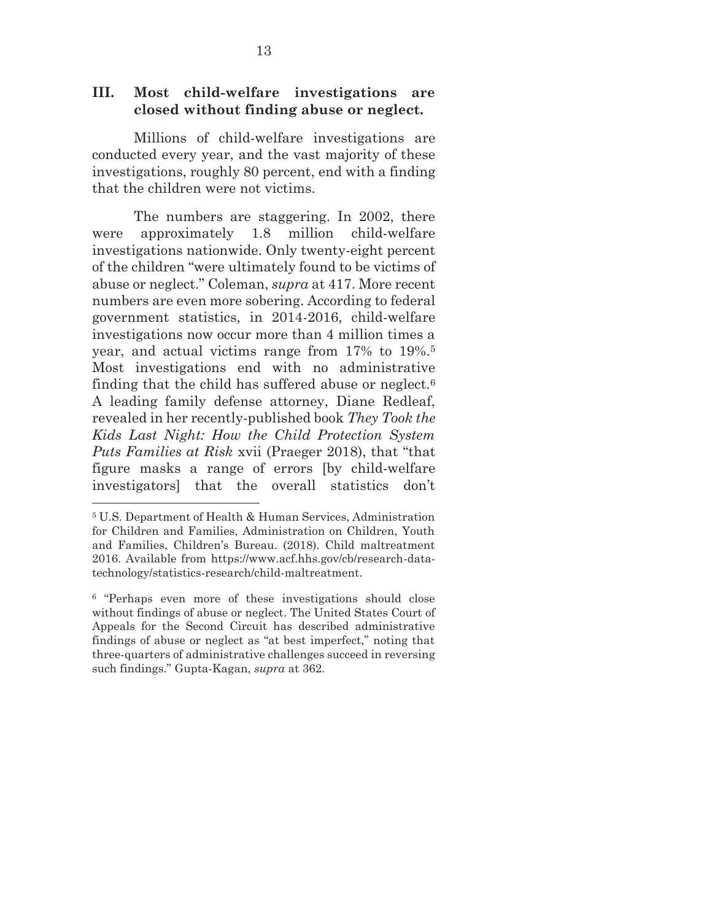## III. Most child-welfare investigations are closed without finding abuse or neglect.

Millions of child-welfare investigations are conducted every year, and the vast majority of these investigations, roughly 80 percent, end with a finding that the children were not victims.

The numbers are staggering. In 2002, there were approximately 1.8 million child-welfare investigations nationwide. Only twenty-eight percent of the children "were ultimately found to be victims of abuse or neglect." Coleman, *supra* at 417. More recent numbers are even more sobering. According to federal government statistics, in 2014-2016, child-welfare investigations now occur more than 4 million times a year, and actual victims range from 17% to 19%.[5] Most investigations end with no administrative finding that the child has suffered abuse or neglect.[6] A leading family defense attorney, Diane Redleaf, revealed in her recently-published book *They Took the Kids Last Night: How the Child Protection System Puts Families at Risk* xvii (Praeger 2018), that "that figure masks a range of errors [by child-welfare investigators] that the overall statistics don't

---

[5] U.S. Department of Health & Human Services, Administration for Children and Families, Administration on Children, Youth and Families, Children's Bureau. (2018). Child maltreatment 2016. Available from https://www.acf.hhs.gov/cb/research-data-technology/statistics-research/child-maltreatment.

[6] "Perhaps even more of these investigations should close without findings of abuse or neglect. The United States Court of Appeals for the Second Circuit has described administrative findings of abuse or neglect as "at best imperfect," noting that three-quarters of administrative challenges succeed in reversing such findings." Gupta-Kagan, *supra* at 362.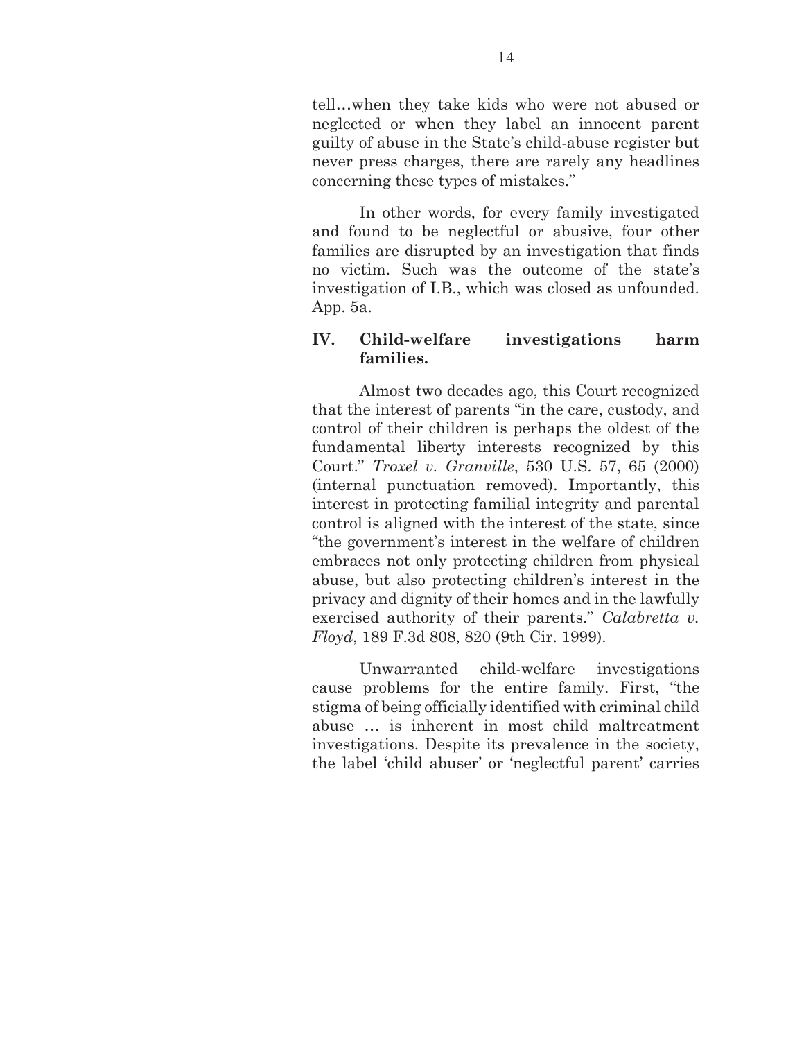tell…when they take kids who were not abused or neglected or when they label an innocent parent guilty of abuse in the State's child-abuse register but never press charges, there are rarely any headlines concerning these types of mistakes."

In other words, for every family investigated and found to be neglectful or abusive, four other families are disrupted by an investigation that finds no victim. Such was the outcome of the state's investigation of I.B., which was closed as unfounded. App. 5a.

## IV. Child-welfare investigations harm families.

Almost two decades ago, this Court recognized that the interest of parents "in the care, custody, and control of their children is perhaps the oldest of the fundamental liberty interests recognized by this Court." *Troxel v. Granville*, 530 U.S. 57, 65 (2000) (internal punctuation removed). Importantly, this interest in protecting familial integrity and parental control is aligned with the interest of the state, since "the government's interest in the welfare of children embraces not only protecting children from physical abuse, but also protecting children's interest in the privacy and dignity of their homes and in the lawfully exercised authority of their parents." *Calabretta v. Floyd*, 189 F.3d 808, 820 (9th Cir. 1999).

Unwarranted child-welfare investigations cause problems for the entire family. First, "the stigma of being officially identified with criminal child abuse … is inherent in most child maltreatment investigations. Despite its prevalence in the society, the label 'child abuser' or 'neglectful parent' carries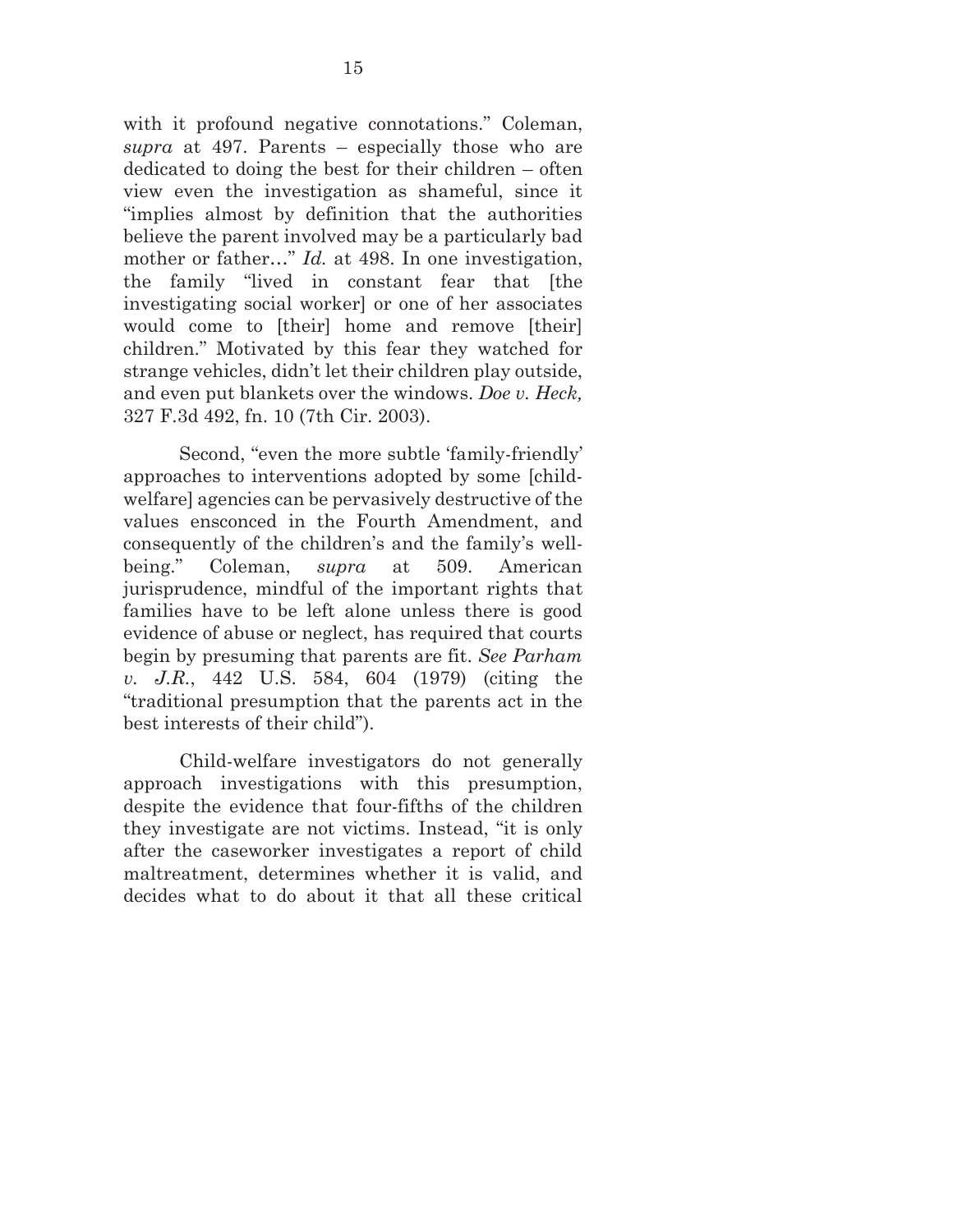with it profound negative connotations." Coleman, *supra* at 497. Parents – especially those who are dedicated to doing the best for their children – often view even the investigation as shameful, since it "implies almost by definition that the authorities believe the parent involved may be a particularly bad mother or father…" *Id.* at 498. In one investigation, the family "lived in constant fear that [the investigating social worker] or one of her associates would come to [their] home and remove [their] children." Motivated by this fear they watched for strange vehicles, didn't let their children play outside, and even put blankets over the windows. *Doe v. Heck,* 327 F.3d 492, fn. 10 (7th Cir. 2003).

Second, "even the more subtle 'family-friendly' approaches to interventions adopted by some [child-welfare] agencies can be pervasively destructive of the values ensconced in the Fourth Amendment, and consequently of the children's and the family's well-being." Coleman, *supra* at 509. American jurisprudence, mindful of the important rights that families have to be left alone unless there is good evidence of abuse or neglect, has required that courts begin by presuming that parents are fit. *See Parham v. J.R.*, 442 U.S. 584, 604 (1979) (citing the "traditional presumption that the parents act in the best interests of their child").

Child-welfare investigators do not generally approach investigations with this presumption, despite the evidence that four-fifths of the children they investigate are not victims. Instead, "it is only after the caseworker investigates a report of child maltreatment, determines whether it is valid, and decides what to do about it that all these critical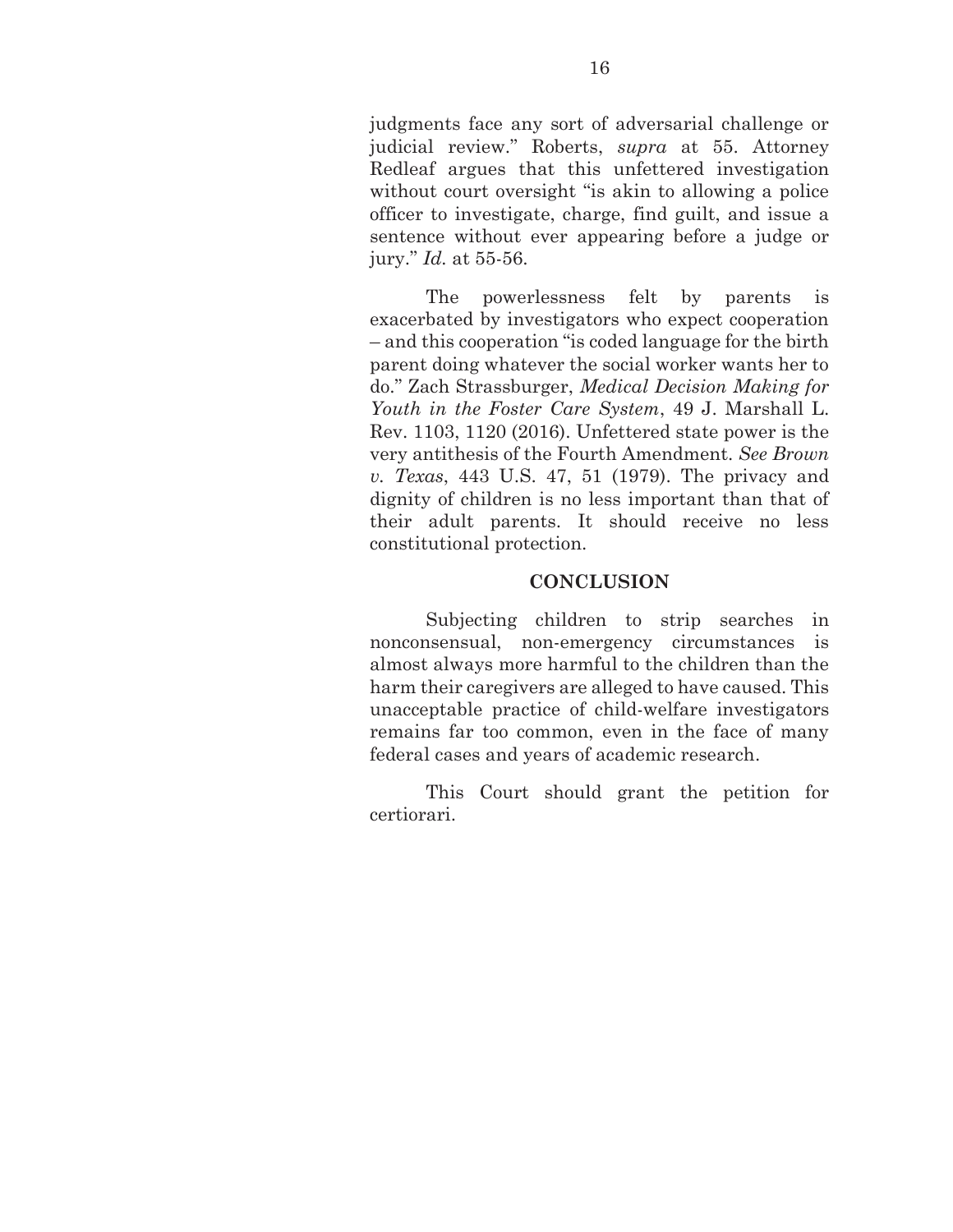judgments face any sort of adversarial challenge or judicial review." Roberts, *supra* at 55. Attorney Redleaf argues that this unfettered investigation without court oversight "is akin to allowing a police officer to investigate, charge, find guilt, and issue a sentence without ever appearing before a judge or jury." *Id.* at 55-56.

The powerlessness felt by parents is exacerbated by investigators who expect cooperation – and this cooperation "is coded language for the birth parent doing whatever the social worker wants her to do." Zach Strassburger, *Medical Decision Making for Youth in the Foster Care System*, 49 J. Marshall L. Rev. 1103, 1120 (2016). Unfettered state power is the very antithesis of the Fourth Amendment. *See Brown v. Texas*, 443 U.S. 47, 51 (1979). The privacy and dignity of children is no less important than that of their adult parents. It should receive no less constitutional protection.

## CONCLUSION

Subjecting children to strip searches in nonconsensual, non-emergency circumstances is almost always more harmful to the children than the harm their caregivers are alleged to have caused. This unacceptable practice of child-welfare investigators remains far too common, even in the face of many federal cases and years of academic research.

This Court should grant the petition for certiorari.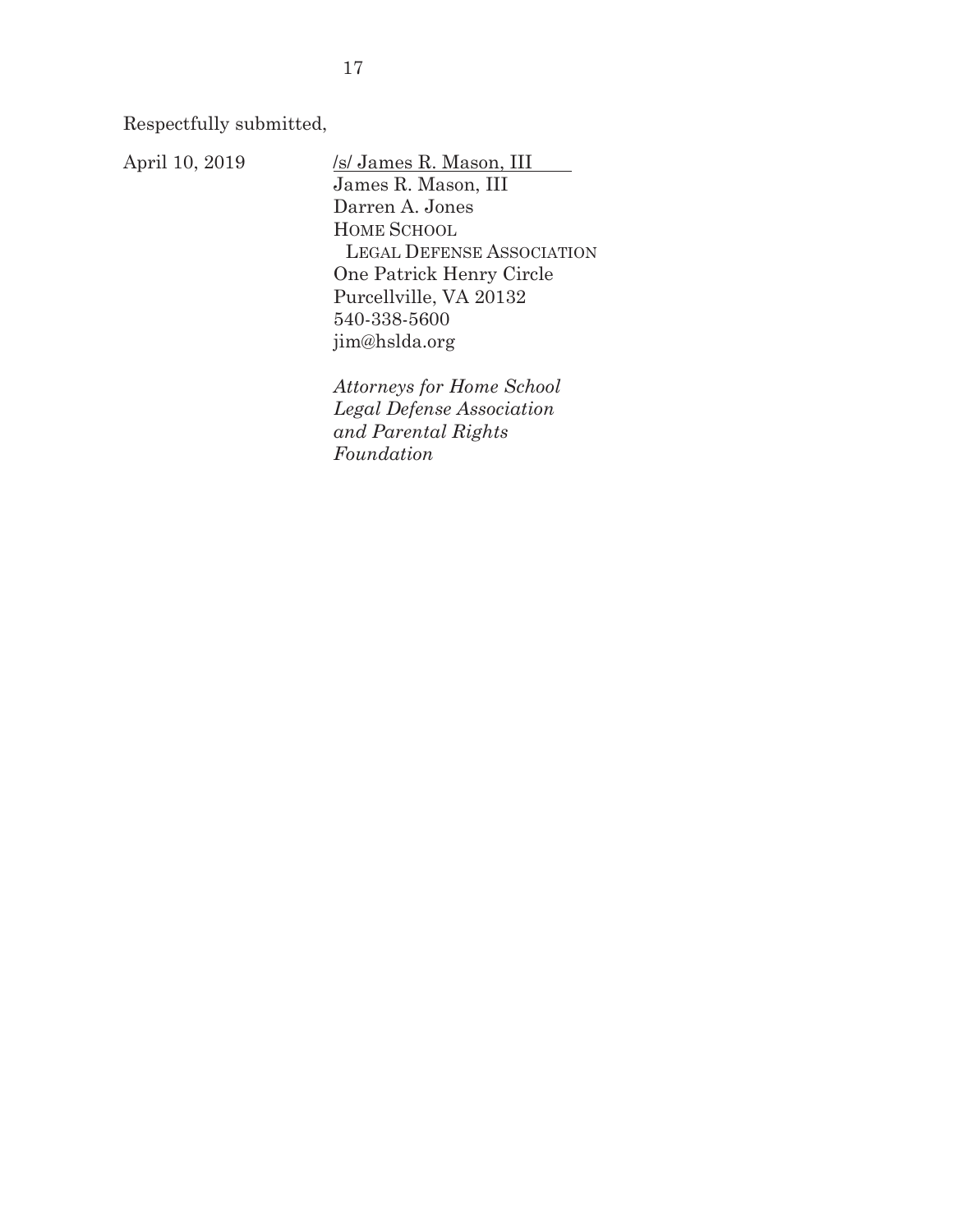Respectfully submitted,

April 10, 2019

/s/ James R. Mason, III
James R. Mason, III
Darren A. Jones
HOME SCHOOL
LEGAL DEFENSE ASSOCIATION
One Patrick Henry Circle
Purcellville, VA 20132
540-338-5600
jim@hslda.org

*Attorneys for Home School Legal Defense Association and Parental Rights Foundation*